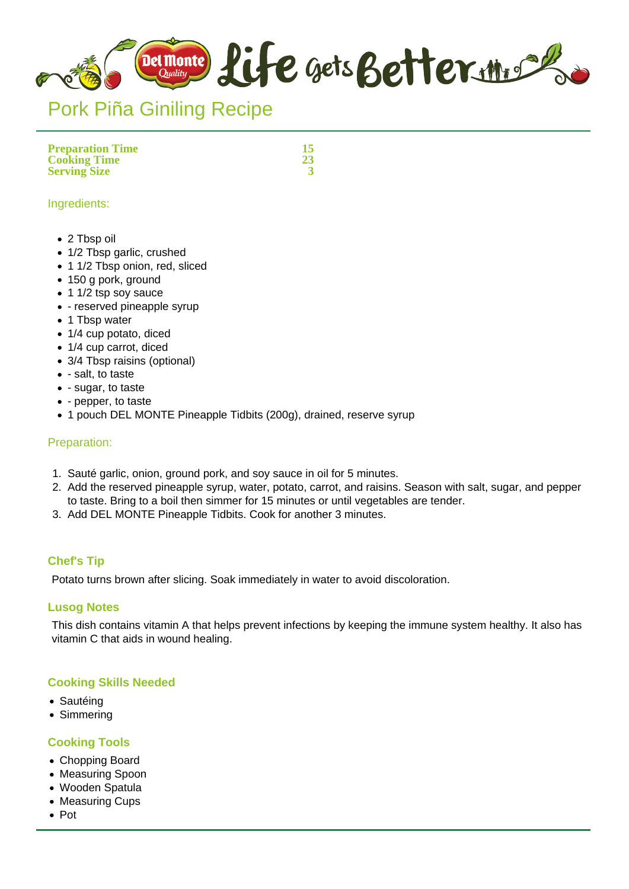# Pork Piña Giniling Recipe

| | |
|---|---|
| **Preparation Time** | **15** |
| **Cooking Time** | **23** |
| **Serving Size** | **3** |

## Ingredients:

- 2 Tbsp oil
- 1/2 Tbsp garlic, crushed
- 1 1/2 Tbsp onion, red, sliced
- 150 g pork, ground
- 1 1/2 tsp soy sauce
- - reserved pineapple syrup
- 1 Tbsp water
- 1/4 cup potato, diced
- 1/4 cup carrot, diced
- 3/4 Tbsp raisins (optional)
- - salt, to taste
- - sugar, to taste
- - pepper, to taste
- 1 pouch DEL MONTE Pineapple Tidbits (200g), drained, reserve syrup

## Preparation:

1. Sauté garlic, onion, ground pork, and soy sauce in oil for 5 minutes.
2. Add the reserved pineapple syrup, water, potato, carrot, and raisins. Season with salt, sugar, and pepper to taste. Bring to a boil then simmer for 15 minutes or until vegetables are tender.
3. Add DEL MONTE Pineapple Tidbits. Cook for another 3 minutes.

### Chef's Tip

Potato turns brown after slicing. Soak immediately in water to avoid discoloration.

### Lusog Notes

This dish contains vitamin A that helps prevent infections by keeping the immune system healthy. It also has vitamin C that aids in wound healing.

### Cooking Skills Needed

- Sautéing
- Simmering

### Cooking Tools

- Chopping Board
- Measuring Spoon
- Wooden Spatula
- Measuring Cups
- Pot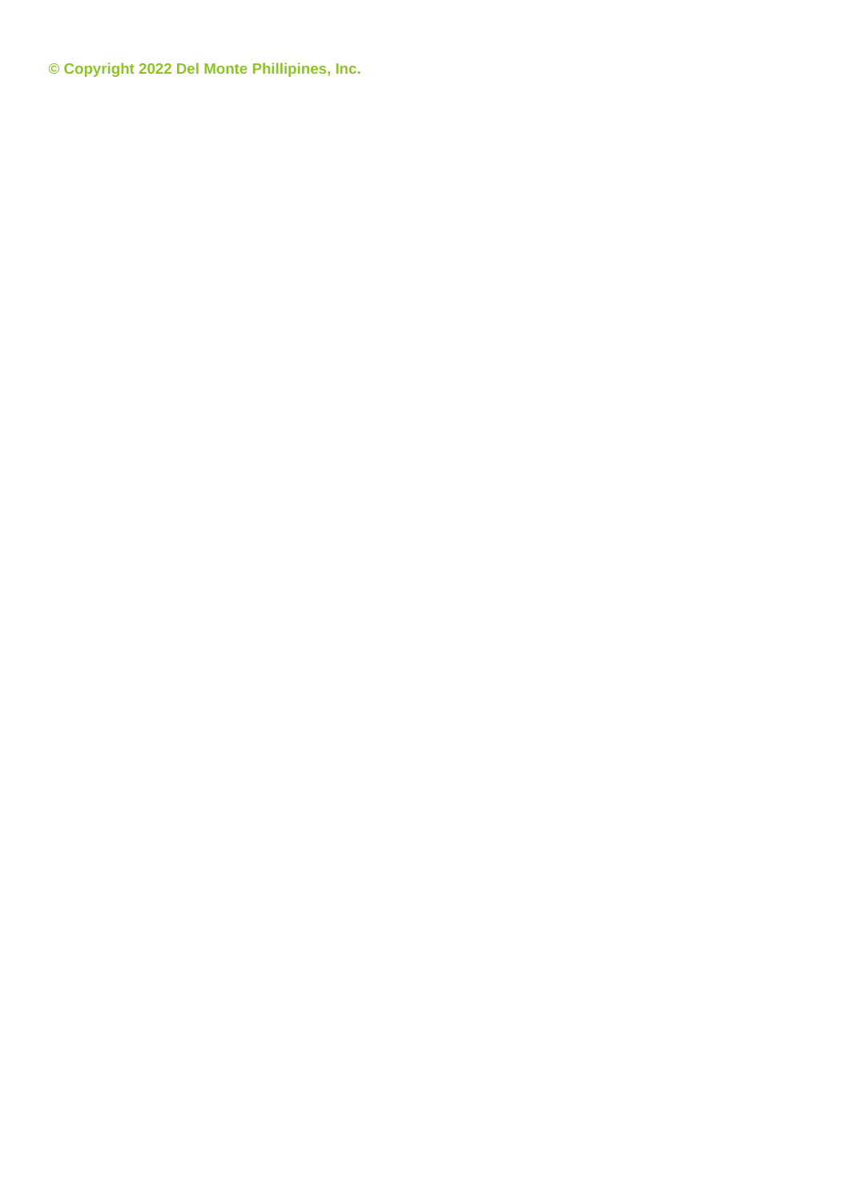**© Copyright 2022 Del Monte Phillipines, Inc.**